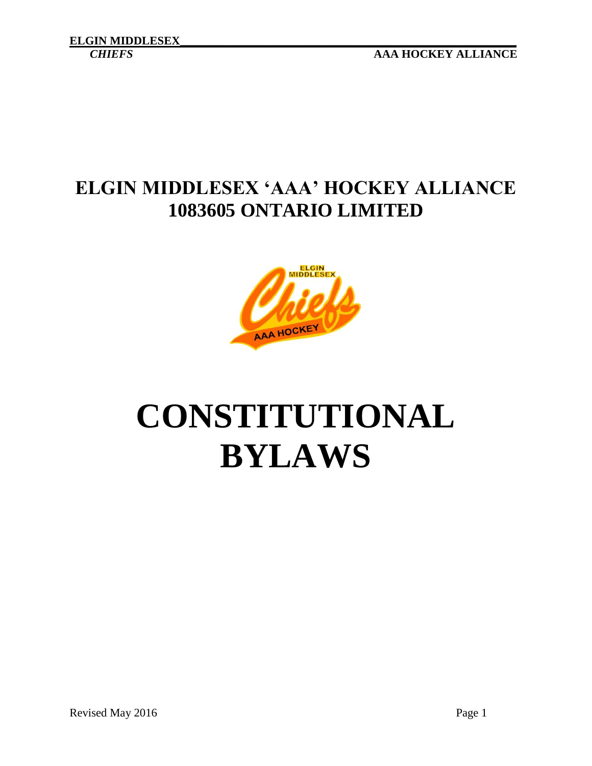# ELGIN MIDDLESEX 'AAA' HOCKEY ALLIANCE
# 1083605 ONTARIO LIMITED

# CONSTITUTIONAL BYLAWS

Revised May 2016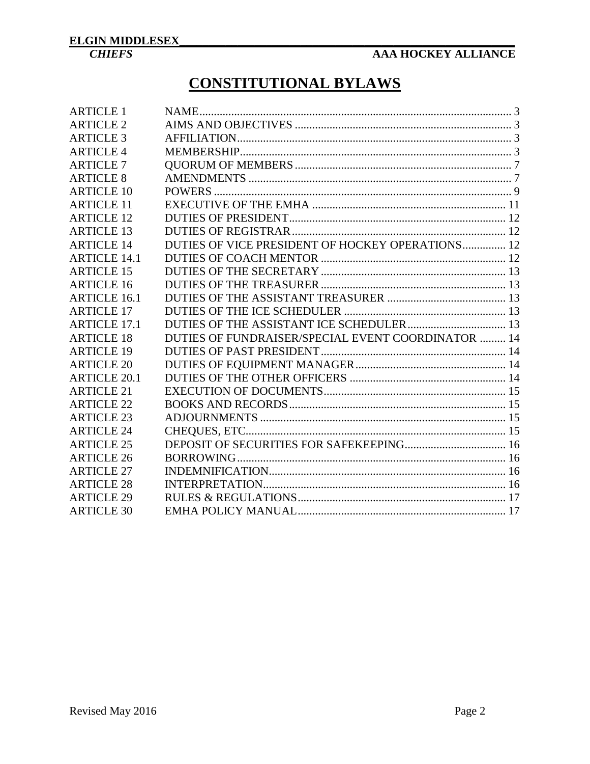# CONSTITUTIONAL BYLAWS

| | | |
|---|---|---|
| ARTICLE 1 | NAME | 3 |
| ARTICLE 2 | AIMS AND OBJECTIVES | 3 |
| ARTICLE 3 | AFFILIATION | 3 |
| ARTICLE 4 | MEMBERSHIP | 3 |
| ARTICLE 7 | QUORUM OF MEMBERS | 7 |
| ARTICLE 8 | AMENDMENTS | 7 |
| ARTICLE 10 | POWERS | 9 |
| ARTICLE 11 | EXECUTIVE OF THE EMHA | 11 |
| ARTICLE 12 | DUTIES OF PRESIDENT | 12 |
| ARTICLE 13 | DUTIES OF REGISTRAR | 12 |
| ARTICLE 14 | DUTIES OF VICE PRESIDENT OF HOCKEY OPERATIONS | 12 |
| ARTICLE 14.1 | DUTIES OF COACH MENTOR | 12 |
| ARTICLE 15 | DUTIES OF THE SECRETARY | 13 |
| ARTICLE 16 | DUTIES OF THE TREASURER | 13 |
| ARTICLE 16.1 | DUTIES OF THE ASSISTANT TREASURER | 13 |
| ARTICLE 17 | DUTIES OF THE ICE SCHEDULER | 13 |
| ARTICLE 17.1 | DUTIES OF THE ASSISTANT ICE SCHEDULER | 13 |
| ARTICLE 18 | DUTIES OF FUNDRAISER/SPECIAL EVENT COORDINATOR | 14 |
| ARTICLE 19 | DUTIES OF PAST PRESIDENT | 14 |
| ARTICLE 20 | DUTIES OF EQUIPMENT MANAGER | 14 |
| ARTICLE 20.1 | DUTIES OF THE OTHER OFFICERS | 14 |
| ARTICLE 21 | EXECUTION OF DOCUMENTS | 15 |
| ARTICLE 22 | BOOKS AND RECORDS | 15 |
| ARTICLE 23 | ADJOURNMENTS | 15 |
| ARTICLE 24 | CHEQUES, ETC. | 15 |
| ARTICLE 25 | DEPOSIT OF SECURITIES FOR SAFEKEEPING | 16 |
| ARTICLE 26 | BORROWING | 16 |
| ARTICLE 27 | INDEMNIFICATION | 16 |
| ARTICLE 28 | INTERPRETATION | 16 |
| ARTICLE 29 | RULES & REGULATIONS | 17 |
| ARTICLE 30 | EMHA POLICY MANUAL | 17 |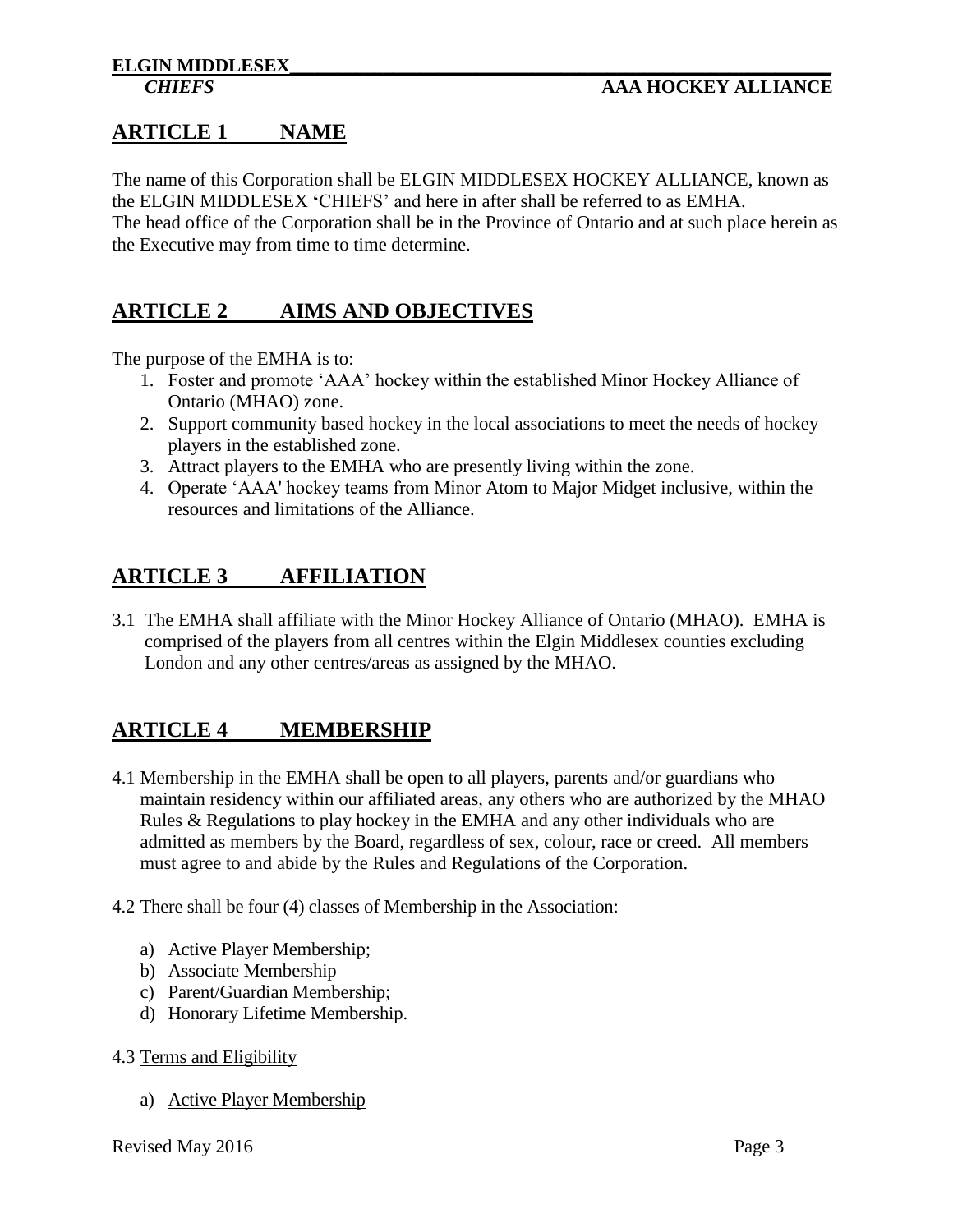## ARTICLE 1 NAME

The name of this Corporation shall be ELGIN MIDDLESEX HOCKEY ALLIANCE, known as the ELGIN MIDDLESEX 'CHIEFS' and here in after shall be referred to as EMHA.
The head office of the Corporation shall be in the Province of Ontario and at such place herein as the Executive may from time to time determine.

## ARTICLE 2 AIMS AND OBJECTIVES

The purpose of the EMHA is to:

1. Foster and promote 'AAA' hockey within the established Minor Hockey Alliance of Ontario (MHAO) zone.
2. Support community based hockey in the local associations to meet the needs of hockey players in the established zone.
3. Attract players to the EMHA who are presently living within the zone.
4. Operate 'AAA' hockey teams from Minor Atom to Major Midget inclusive, within the resources and limitations of the Alliance.

## ARTICLE 3 AFFILIATION

3.1 The EMHA shall affiliate with the Minor Hockey Alliance of Ontario (MHAO). EMHA is comprised of the players from all centres within the Elgin Middlesex counties excluding London and any other centres/areas as assigned by the MHAO.

## ARTICLE 4 MEMBERSHIP

4.1 Membership in the EMHA shall be open to all players, parents and/or guardians who maintain residency within our affiliated areas, any others who are authorized by the MHAO Rules & Regulations to play hockey in the EMHA and any other individuals who are admitted as members by the Board, regardless of sex, colour, race or creed. All members must agree to and abide by the Rules and Regulations of the Corporation.

4.2 There shall be four (4) classes of Membership in the Association:

a) Active Player Membership;
b) Associate Membership
c) Parent/Guardian Membership;
d) Honorary Lifetime Membership.

4.3 Terms and Eligibility

a) Active Player Membership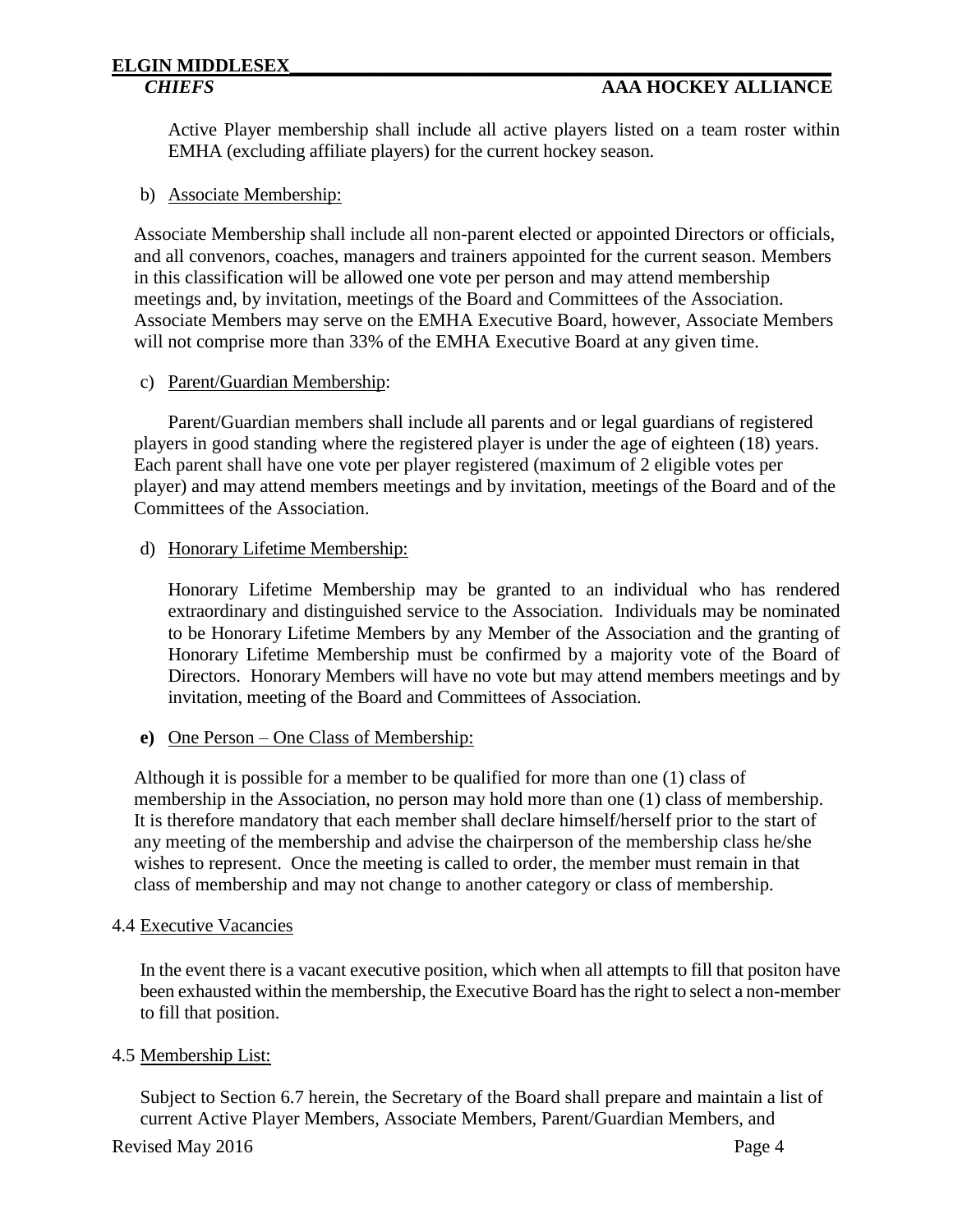Active Player membership shall include all active players listed on a team roster within EMHA (excluding affiliate players) for the current hockey season.

b) <u>Associate Membership:</u>

Associate Membership shall include all non-parent elected or appointed Directors or officials, and all convenors, coaches, managers and trainers appointed for the current season. Members in this classification will be allowed one vote per person and may attend membership meetings and, by invitation, meetings of the Board and Committees of the Association. Associate Members may serve on the EMHA Executive Board, however, Associate Members will not comprise more than 33% of the EMHA Executive Board at any given time.

c) <u>Parent/Guardian Membership</u>:

Parent/Guardian members shall include all parents and or legal guardians of registered players in good standing where the registered player is under the age of eighteen (18) years. Each parent shall have one vote per player registered (maximum of 2 eligible votes per player) and may attend members meetings and by invitation, meetings of the Board and of the Committees of the Association.

d) <u>Honorary Lifetime Membership:</u>

Honorary Lifetime Membership may be granted to an individual who has rendered extraordinary and distinguished service to the Association. Individuals may be nominated to be Honorary Lifetime Members by any Member of the Association and the granting of Honorary Lifetime Membership must be confirmed by a majority vote of the Board of Directors. Honorary Members will have no vote but may attend members meetings and by invitation, meeting of the Board and Committees of Association.

**e)** <u>One Person – One Class of Membership:</u>

Although it is possible for a member to be qualified for more than one (1) class of membership in the Association, no person may hold more than one (1) class of membership. It is therefore mandatory that each member shall declare himself/herself prior to the start of any meeting of the membership and advise the chairperson of the membership class he/she wishes to represent. Once the meeting is called to order, the member must remain in that class of membership and may not change to another category or class of membership.

4.4 <u>Executive Vacancies</u>

In the event there is a vacant executive position, which when all attempts to fill that positon have been exhausted within the membership, the Executive Board has the right to select a non-member to fill that position.

4.5 <u>Membership List:</u>

Subject to Section 6.7 herein, the Secretary of the Board shall prepare and maintain a list of current Active Player Members, Associate Members, Parent/Guardian Members, and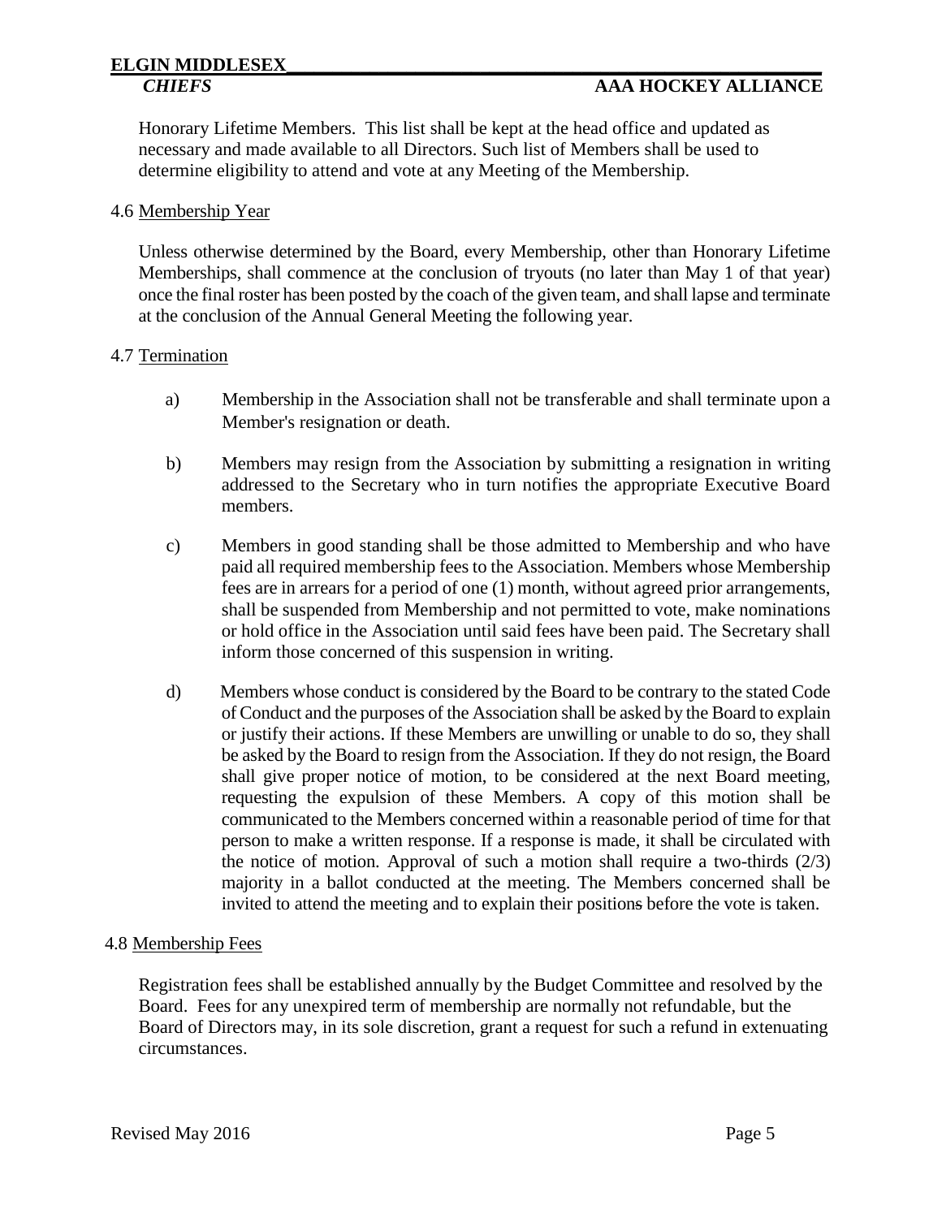Honorary Lifetime Members. This list shall be kept at the head office and updated as necessary and made available to all Directors. Such list of Members shall be used to determine eligibility to attend and vote at any Meeting of the Membership.

4.6 Membership Year

Unless otherwise determined by the Board, every Membership, other than Honorary Lifetime Memberships, shall commence at the conclusion of tryouts (no later than May 1 of that year) once the final roster has been posted by the coach of the given team, and shall lapse and terminate at the conclusion of the Annual General Meeting the following year.

4.7 Termination

a) Membership in the Association shall not be transferable and shall terminate upon a Member's resignation or death.

b) Members may resign from the Association by submitting a resignation in writing addressed to the Secretary who in turn notifies the appropriate Executive Board members.

c) Members in good standing shall be those admitted to Membership and who have paid all required membership fees to the Association. Members whose Membership fees are in arrears for a period of one (1) month, without agreed prior arrangements, shall be suspended from Membership and not permitted to vote, make nominations or hold office in the Association until said fees have been paid. The Secretary shall inform those concerned of this suspension in writing.

d) Members whose conduct is considered by the Board to be contrary to the stated Code of Conduct and the purposes of the Association shall be asked by the Board to explain or justify their actions. If these Members are unwilling or unable to do so, they shall be asked by the Board to resign from the Association. If they do not resign, the Board shall give proper notice of motion, to be considered at the next Board meeting, requesting the expulsion of these Members. A copy of this motion shall be communicated to the Members concerned within a reasonable period of time for that person to make a written response. If a response is made, it shall be circulated with the notice of motion. Approval of such a motion shall require a two-thirds (2/3) majority in a ballot conducted at the meeting. The Members concerned shall be invited to attend the meeting and to explain their positions before the vote is taken.

4.8 Membership Fees

Registration fees shall be established annually by the Budget Committee and resolved by the Board. Fees for any unexpired term of membership are normally not refundable, but the Board of Directors may, in its sole discretion, grant a request for such a refund in extenuating circumstances.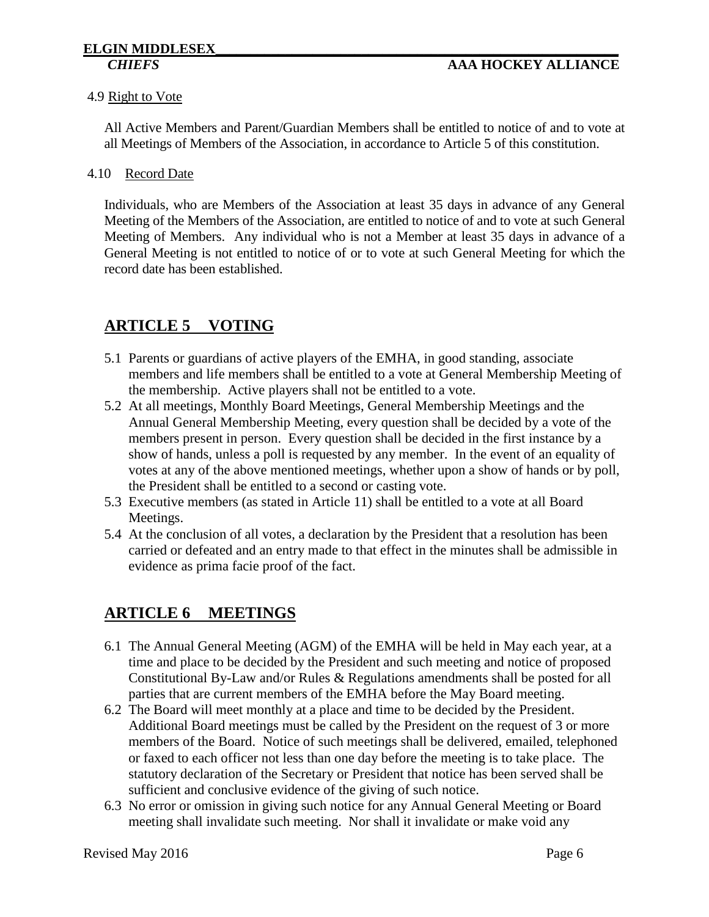4.9 Right to Vote

All Active Members and Parent/Guardian Members shall be entitled to notice of and to vote at all Meetings of Members of the Association, in accordance to Article 5 of this constitution.

4.10 Record Date

Individuals, who are Members of the Association at least 35 days in advance of any General Meeting of the Members of the Association, are entitled to notice of and to vote at such General Meeting of Members. Any individual who is not a Member at least 35 days in advance of a General Meeting is not entitled to notice of or to vote at such General Meeting for which the record date has been established.

## ARTICLE 5 VOTING

5.1 Parents or guardians of active players of the EMHA, in good standing, associate members and life members shall be entitled to a vote at General Membership Meeting of the membership. Active players shall not be entitled to a vote.

5.2 At all meetings, Monthly Board Meetings, General Membership Meetings and the Annual General Membership Meeting, every question shall be decided by a vote of the members present in person. Every question shall be decided in the first instance by a show of hands, unless a poll is requested by any member. In the event of an equality of votes at any of the above mentioned meetings, whether upon a show of hands or by poll, the President shall be entitled to a second or casting vote.

5.3 Executive members (as stated in Article 11) shall be entitled to a vote at all Board Meetings.

5.4 At the conclusion of all votes, a declaration by the President that a resolution has been carried or defeated and an entry made to that effect in the minutes shall be admissible in evidence as prima facie proof of the fact.

## ARTICLE 6 MEETINGS

6.1 The Annual General Meeting (AGM) of the EMHA will be held in May each year, at a time and place to be decided by the President and such meeting and notice of proposed Constitutional By-Law and/or Rules & Regulations amendments shall be posted for all parties that are current members of the EMHA before the May Board meeting.

6.2 The Board will meet monthly at a place and time to be decided by the President. Additional Board meetings must be called by the President on the request of 3 or more members of the Board. Notice of such meetings shall be delivered, emailed, telephoned or faxed to each officer not less than one day before the meeting is to take place. The statutory declaration of the Secretary or President that notice has been served shall be sufficient and conclusive evidence of the giving of such notice.

6.3 No error or omission in giving such notice for any Annual General Meeting or Board meeting shall invalidate such meeting. Nor shall it invalidate or make void any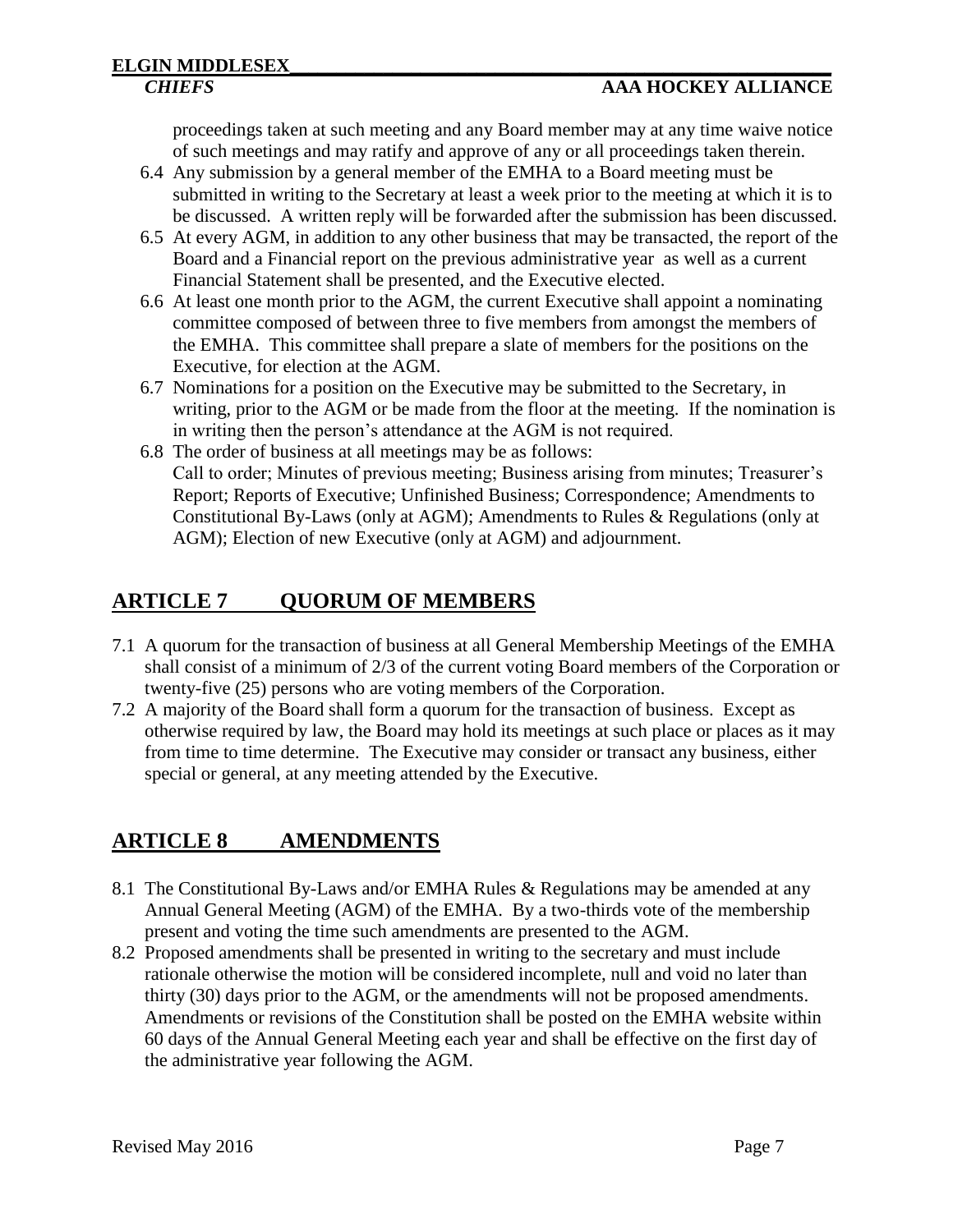proceedings taken at such meeting and any Board member may at any time waive notice of such meetings and may ratify and approve of any or all proceedings taken therein.

6.4 Any submission by a general member of the EMHA to a Board meeting must be submitted in writing to the Secretary at least a week prior to the meeting at which it is to be discussed. A written reply will be forwarded after the submission has been discussed.

6.5 At every AGM, in addition to any other business that may be transacted, the report of the Board and a Financial report on the previous administrative year as well as a current Financial Statement shall be presented, and the Executive elected.

6.6 At least one month prior to the AGM, the current Executive shall appoint a nominating committee composed of between three to five members from amongst the members of the EMHA. This committee shall prepare a slate of members for the positions on the Executive, for election at the AGM.

6.7 Nominations for a position on the Executive may be submitted to the Secretary, in writing, prior to the AGM or be made from the floor at the meeting. If the nomination is in writing then the person's attendance at the AGM is not required.

6.8 The order of business at all meetings may be as follows:
Call to order; Minutes of previous meeting; Business arising from minutes; Treasurer's Report; Reports of Executive; Unfinished Business; Correspondence; Amendments to Constitutional By-Laws (only at AGM); Amendments to Rules & Regulations (only at AGM); Election of new Executive (only at AGM) and adjournment.

## ARTICLE 7 QUORUM OF MEMBERS

7.1 A quorum for the transaction of business at all General Membership Meetings of the EMHA shall consist of a minimum of 2/3 of the current voting Board members of the Corporation or twenty-five (25) persons who are voting members of the Corporation.

7.2 A majority of the Board shall form a quorum for the transaction of business. Except as otherwise required by law, the Board may hold its meetings at such place or places as it may from time to time determine. The Executive may consider or transact any business, either special or general, at any meeting attended by the Executive.

## ARTICLE 8 AMENDMENTS

8.1 The Constitutional By-Laws and/or EMHA Rules & Regulations may be amended at any Annual General Meeting (AGM) of the EMHA. By a two-thirds vote of the membership present and voting the time such amendments are presented to the AGM.

8.2 Proposed amendments shall be presented in writing to the secretary and must include rationale otherwise the motion will be considered incomplete, null and void no later than thirty (30) days prior to the AGM, or the amendments will not be proposed amendments. Amendments or revisions of the Constitution shall be posted on the EMHA website within 60 days of the Annual General Meeting each year and shall be effective on the first day of the administrative year following the AGM.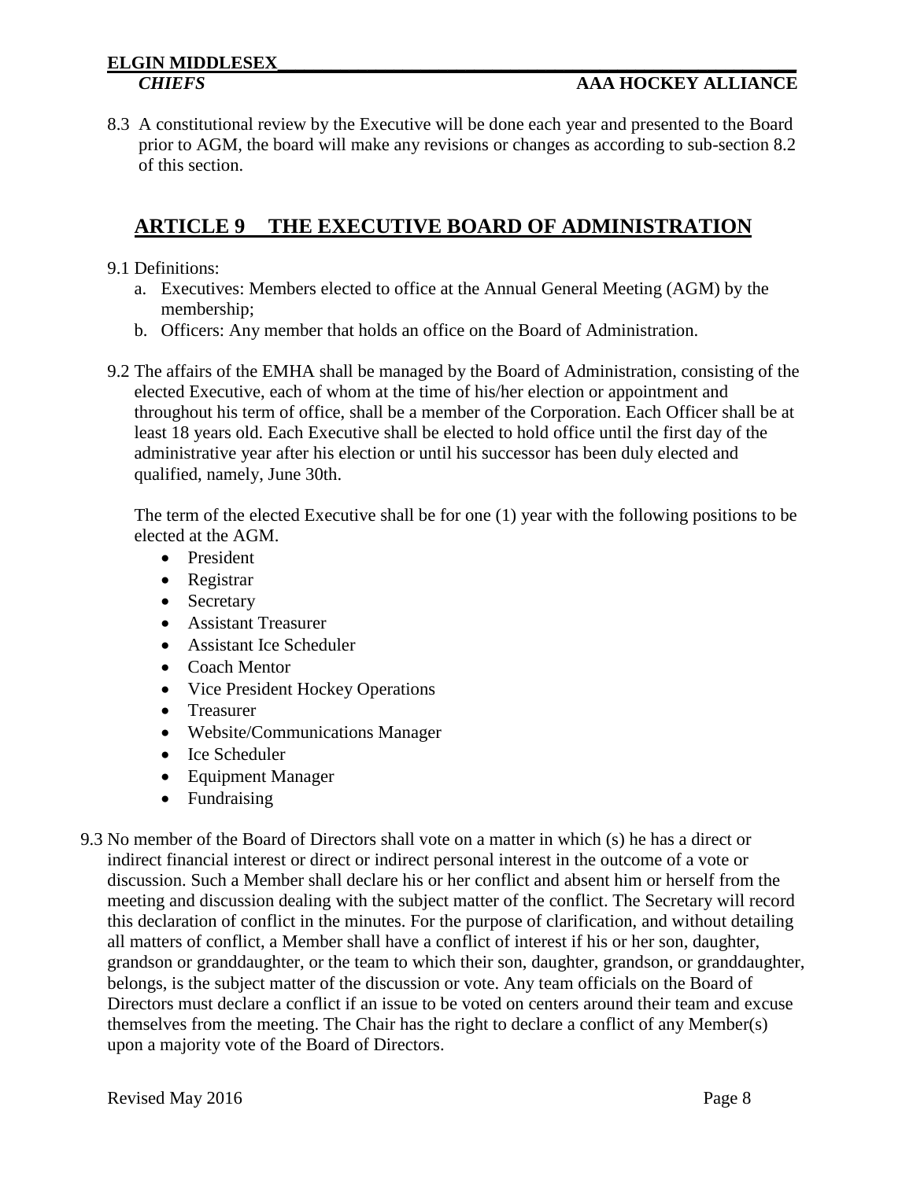8.3 A constitutional review by the Executive will be done each year and presented to the Board prior to AGM, the board will make any revisions or changes as according to sub-section 8.2 of this section.

## ARTICLE 9 THE EXECUTIVE BOARD OF ADMINISTRATION

9.1 Definitions:

a. Executives: Members elected to office at the Annual General Meeting (AGM) by the membership;
b. Officers: Any member that holds an office on the Board of Administration.

9.2 The affairs of the EMHA shall be managed by the Board of Administration, consisting of the elected Executive, each of whom at the time of his/her election or appointment and throughout his term of office, shall be a member of the Corporation. Each Officer shall be at least 18 years old. Each Executive shall be elected to hold office until the first day of the administrative year after his election or until his successor has been duly elected and qualified, namely, June 30th.

The term of the elected Executive shall be for one (1) year with the following positions to be elected at the AGM.

- President
- Registrar
- Secretary
- Assistant Treasurer
- Assistant Ice Scheduler
- Coach Mentor
- Vice President Hockey Operations
- Treasurer
- Website/Communications Manager
- Ice Scheduler
- Equipment Manager
- Fundraising

9.3 No member of the Board of Directors shall vote on a matter in which (s) he has a direct or indirect financial interest or direct or indirect personal interest in the outcome of a vote or discussion. Such a Member shall declare his or her conflict and absent him or herself from the meeting and discussion dealing with the subject matter of the conflict. The Secretary will record this declaration of conflict in the minutes. For the purpose of clarification, and without detailing all matters of conflict, a Member shall have a conflict of interest if his or her son, daughter, grandson or granddaughter, or the team to which their son, daughter, grandson, or granddaughter, belongs, is the subject matter of the discussion or vote. Any team officials on the Board of Directors must declare a conflict if an issue to be voted on centers around their team and excuse themselves from the meeting. The Chair has the right to declare a conflict of any Member(s) upon a majority vote of the Board of Directors.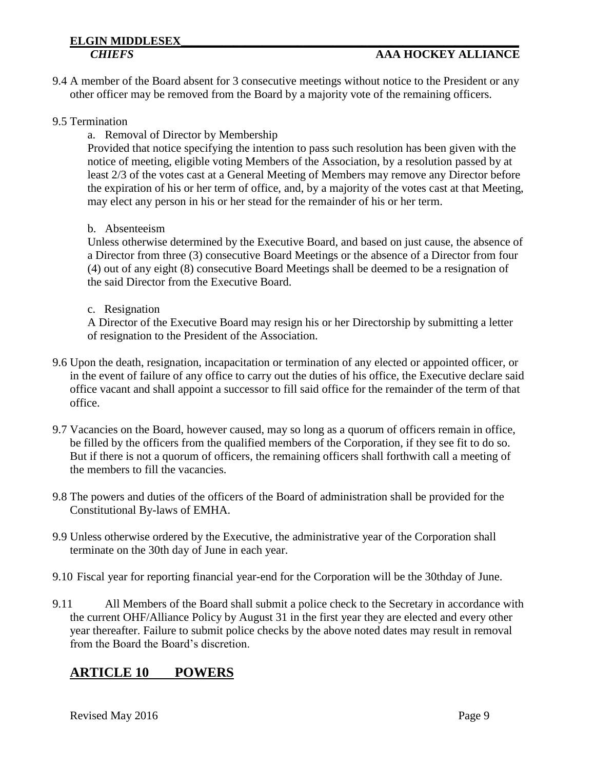9.4 A member of the Board absent for 3 consecutive meetings without notice to the President or any other officer may be removed from the Board by a majority vote of the remaining officers.

9.5 Termination

a. Removal of Director by Membership

Provided that notice specifying the intention to pass such resolution has been given with the notice of meeting, eligible voting Members of the Association, by a resolution passed by at least 2/3 of the votes cast at a General Meeting of Members may remove any Director before the expiration of his or her term of office, and, by a majority of the votes cast at that Meeting, may elect any person in his or her stead for the remainder of his or her term.

b. Absenteeism

Unless otherwise determined by the Executive Board, and based on just cause, the absence of a Director from three (3) consecutive Board Meetings or the absence of a Director from four (4) out of any eight (8) consecutive Board Meetings shall be deemed to be a resignation of the said Director from the Executive Board.

c. Resignation

A Director of the Executive Board may resign his or her Directorship by submitting a letter of resignation to the President of the Association.

9.6 Upon the death, resignation, incapacitation or termination of any elected or appointed officer, or in the event of failure of any office to carry out the duties of his office, the Executive declare said office vacant and shall appoint a successor to fill said office for the remainder of the term of that office.

9.7 Vacancies on the Board, however caused, may so long as a quorum of officers remain in office, be filled by the officers from the qualified members of the Corporation, if they see fit to do so. But if there is not a quorum of officers, the remaining officers shall forthwith call a meeting of the members to fill the vacancies.

9.8 The powers and duties of the officers of the Board of administration shall be provided for the Constitutional By-laws of EMHA.

9.9 Unless otherwise ordered by the Executive, the administrative year of the Corporation shall terminate on the 30th day of June in each year.

9.10 Fiscal year for reporting financial year-end for the Corporation will be the 30thday of June.

9.11 All Members of the Board shall submit a police check to the Secretary in accordance with the current OHF/Alliance Policy by August 31 in the first year they are elected and every other year thereafter. Failure to submit police checks by the above noted dates may result in removal from the Board the Board's discretion.

## ARTICLE 10 POWERS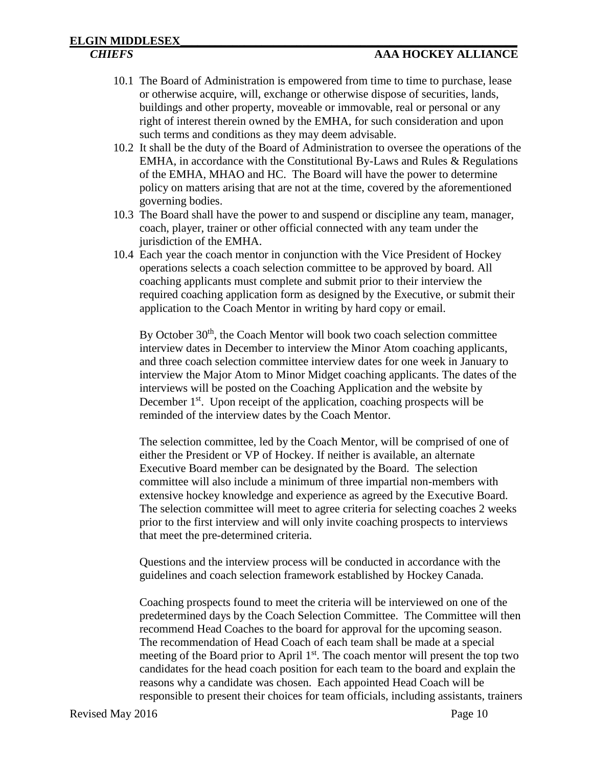10.1 The Board of Administration is empowered from time to time to purchase, lease or otherwise acquire, will, exchange or otherwise dispose of securities, lands, buildings and other property, moveable or immovable, real or personal or any right of interest therein owned by the EMHA, for such consideration and upon such terms and conditions as they may deem advisable.

10.2 It shall be the duty of the Board of Administration to oversee the operations of the EMHA, in accordance with the Constitutional By-Laws and Rules & Regulations of the EMHA, MHAO and HC. The Board will have the power to determine policy on matters arising that are not at the time, covered by the aforementioned governing bodies.

10.3 The Board shall have the power to and suspend or discipline any team, manager, coach, player, trainer or other official connected with any team under the jurisdiction of the EMHA.

10.4 Each year the coach mentor in conjunction with the Vice President of Hockey operations selects a coach selection committee to be approved by board. All coaching applicants must complete and submit prior to their interview the required coaching application form as designed by the Executive, or submit their application to the Coach Mentor in writing by hard copy or email.

By October 30th, the Coach Mentor will book two coach selection committee interview dates in December to interview the Minor Atom coaching applicants, and three coach selection committee interview dates for one week in January to interview the Major Atom to Minor Midget coaching applicants. The dates of the interviews will be posted on the Coaching Application and the website by December 1st. Upon receipt of the application, coaching prospects will be reminded of the interview dates by the Coach Mentor.

The selection committee, led by the Coach Mentor, will be comprised of one of either the President or VP of Hockey. If neither is available, an alternate Executive Board member can be designated by the Board. The selection committee will also include a minimum of three impartial non-members with extensive hockey knowledge and experience as agreed by the Executive Board. The selection committee will meet to agree criteria for selecting coaches 2 weeks prior to the first interview and will only invite coaching prospects to interviews that meet the pre-determined criteria.

Questions and the interview process will be conducted in accordance with the guidelines and coach selection framework established by Hockey Canada.

Coaching prospects found to meet the criteria will be interviewed on one of the predetermined days by the Coach Selection Committee. The Committee will then recommend Head Coaches to the board for approval for the upcoming season. The recommendation of Head Coach of each team shall be made at a special meeting of the Board prior to April 1st. The coach mentor will present the top two candidates for the head coach position for each team to the board and explain the reasons why a candidate was chosen. Each appointed Head Coach will be responsible to present their choices for team officials, including assistants, trainers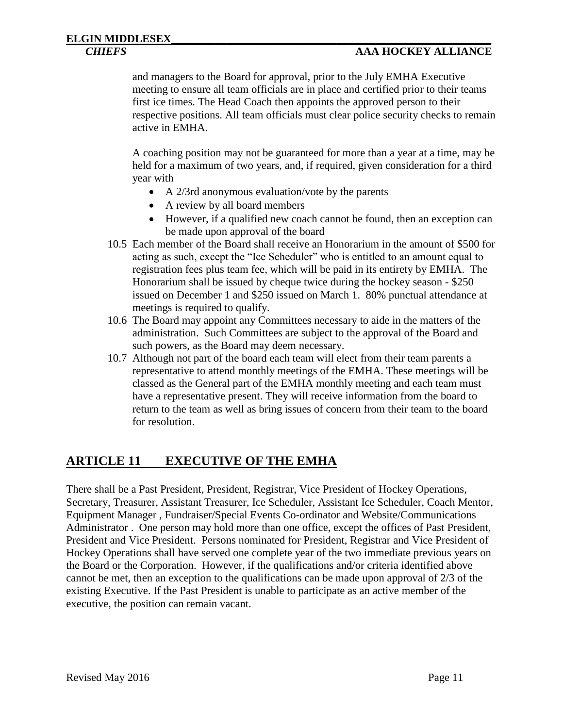and managers to the Board for approval, prior to the July EMHA Executive meeting to ensure all team officials are in place and certified prior to their teams first ice times. The Head Coach then appoints the approved person to their respective positions. All team officials must clear police security checks to remain active in EMHA.

A coaching position may not be guaranteed for more than a year at a time, may be held for a maximum of two years, and, if required, given consideration for a third year with

- A 2/3rd anonymous evaluation/vote by the parents
- A review by all board members
- However, if a qualified new coach cannot be found, then an exception can be made upon approval of the board

10.5 Each member of the Board shall receive an Honorarium in the amount of $500 for acting as such, except the "Ice Scheduler" who is entitled to an amount equal to registration fees plus team fee, which will be paid in its entirety by EMHA. The Honorarium shall be issued by cheque twice during the hockey season - $250 issued on December 1 and $250 issued on March 1. 80% punctual attendance at meetings is required to qualify.

10.6 The Board may appoint any Committees necessary to aide in the matters of the administration. Such Committees are subject to the approval of the Board and such powers, as the Board may deem necessary.

10.7 Although not part of the board each team will elect from their team parents a representative to attend monthly meetings of the EMHA. These meetings will be classed as the General part of the EMHA monthly meeting and each team must have a representative present. They will receive information from the board to return to the team as well as bring issues of concern from their team to the board for resolution.

## ARTICLE 11 EXECUTIVE OF THE EMHA

There shall be a Past President, President, Registrar, Vice President of Hockey Operations, Secretary, Treasurer, Assistant Treasurer, Ice Scheduler, Assistant Ice Scheduler, Coach Mentor, Equipment Manager , Fundraiser/Special Events Co-ordinator and Website/Communications Administrator . One person may hold more than one office, except the offices of Past President, President and Vice President. Persons nominated for President, Registrar and Vice President of Hockey Operations shall have served one complete year of the two immediate previous years on the Board or the Corporation. However, if the qualifications and/or criteria identified above cannot be met, then an exception to the qualifications can be made upon approval of 2/3 of the existing Executive. If the Past President is unable to participate as an active member of the executive, the position can remain vacant.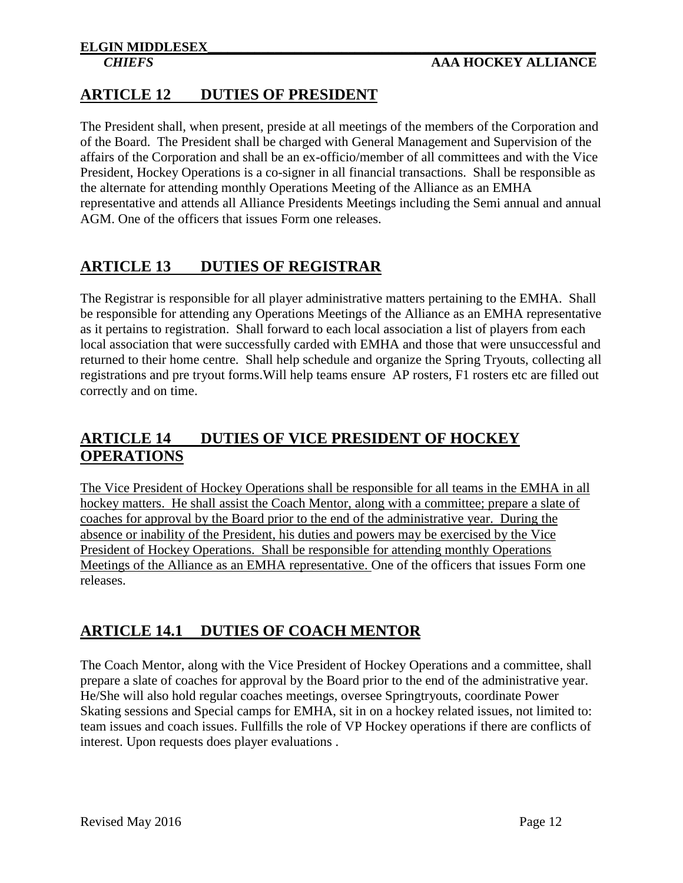## ARTICLE 12 DUTIES OF PRESIDENT

The President shall, when present, preside at all meetings of the members of the Corporation and of the Board. The President shall be charged with General Management and Supervision of the affairs of the Corporation and shall be an ex-officio/member of all committees and with the Vice President, Hockey Operations is a co-signer in all financial transactions. Shall be responsible as the alternate for attending monthly Operations Meeting of the Alliance as an EMHA representative and attends all Alliance Presidents Meetings including the Semi annual and annual AGM. One of the officers that issues Form one releases.

## ARTICLE 13 DUTIES OF REGISTRAR

The Registrar is responsible for all player administrative matters pertaining to the EMHA. Shall be responsible for attending any Operations Meetings of the Alliance as an EMHA representative as it pertains to registration. Shall forward to each local association a list of players from each local association that were successfully carded with EMHA and those that were unsuccessful and returned to their home centre. Shall help schedule and organize the Spring Tryouts, collecting all registrations and pre tryout forms.Will help teams ensure AP rosters, F1 rosters etc are filled out correctly and on time.

## ARTICLE 14 DUTIES OF VICE PRESIDENT OF HOCKEY OPERATIONS

The Vice President of Hockey Operations shall be responsible for all teams in the EMHA in all hockey matters. He shall assist the Coach Mentor, along with a committee; prepare a slate of coaches for approval by the Board prior to the end of the administrative year. During the absence or inability of the President, his duties and powers may be exercised by the Vice President of Hockey Operations. Shall be responsible for attending monthly Operations Meetings of the Alliance as an EMHA representative. One of the officers that issues Form one releases.

## ARTICLE 14.1 DUTIES OF COACH MENTOR

The Coach Mentor, along with the Vice President of Hockey Operations and a committee, shall prepare a slate of coaches for approval by the Board prior to the end of the administrative year. He/She will also hold regular coaches meetings, oversee Springtryouts, coordinate Power Skating sessions and Special camps for EMHA, sit in on a hockey related issues, not limited to: team issues and coach issues. Fullfills the role of VP Hockey operations if there are conflicts of interest. Upon requests does player evaluations .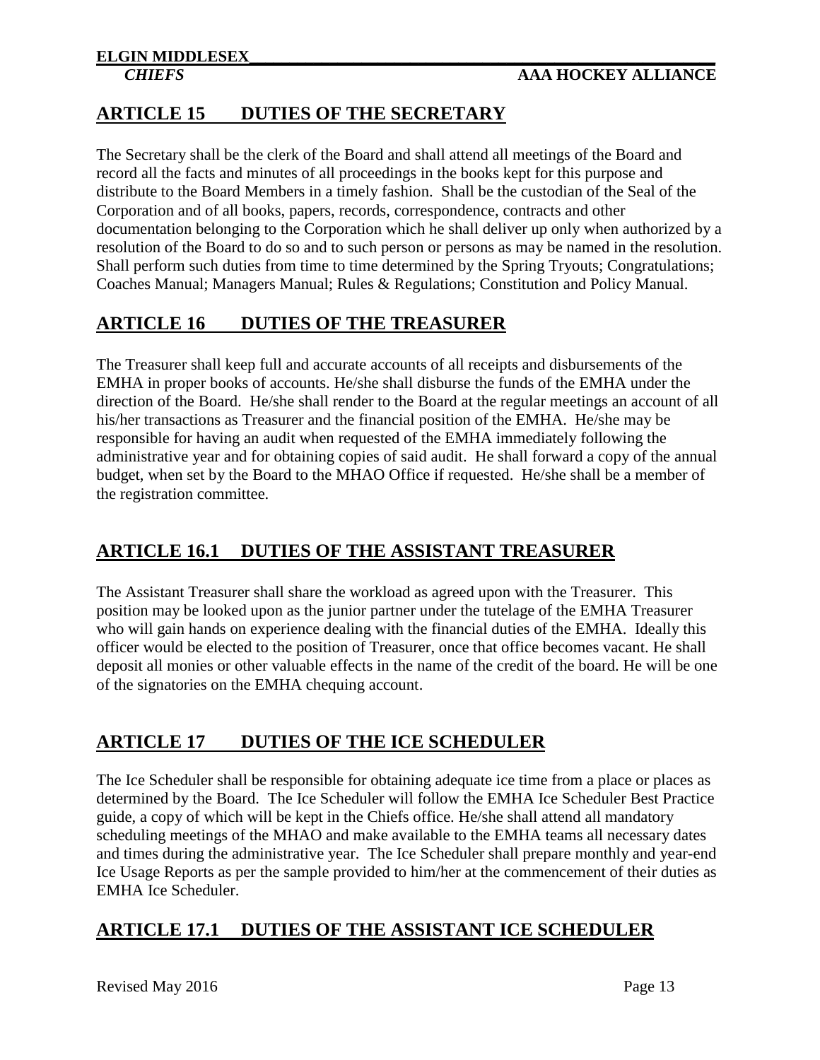## ARTICLE 15 DUTIES OF THE SECRETARY

The Secretary shall be the clerk of the Board and shall attend all meetings of the Board and record all the facts and minutes of all proceedings in the books kept for this purpose and distribute to the Board Members in a timely fashion. Shall be the custodian of the Seal of the Corporation and of all books, papers, records, correspondence, contracts and other documentation belonging to the Corporation which he shall deliver up only when authorized by a resolution of the Board to do so and to such person or persons as may be named in the resolution. Shall perform such duties from time to time determined by the Spring Tryouts; Congratulations; Coaches Manual; Managers Manual; Rules & Regulations; Constitution and Policy Manual.

## ARTICLE 16 DUTIES OF THE TREASURER

The Treasurer shall keep full and accurate accounts of all receipts and disbursements of the EMHA in proper books of accounts. He/she shall disburse the funds of the EMHA under the direction of the Board. He/she shall render to the Board at the regular meetings an account of all his/her transactions as Treasurer and the financial position of the EMHA. He/she may be responsible for having an audit when requested of the EMHA immediately following the administrative year and for obtaining copies of said audit. He shall forward a copy of the annual budget, when set by the Board to the MHAO Office if requested. He/she shall be a member of the registration committee.

## ARTICLE 16.1 DUTIES OF THE ASSISTANT TREASURER

The Assistant Treasurer shall share the workload as agreed upon with the Treasurer. This position may be looked upon as the junior partner under the tutelage of the EMHA Treasurer who will gain hands on experience dealing with the financial duties of the EMHA. Ideally this officer would be elected to the position of Treasurer, once that office becomes vacant. He shall deposit all monies or other valuable effects in the name of the credit of the board. He will be one of the signatories on the EMHA chequing account.

## ARTICLE 17 DUTIES OF THE ICE SCHEDULER

The Ice Scheduler shall be responsible for obtaining adequate ice time from a place or places as determined by the Board. The Ice Scheduler will follow the EMHA Ice Scheduler Best Practice guide, a copy of which will be kept in the Chiefs office. He/she shall attend all mandatory scheduling meetings of the MHAO and make available to the EMHA teams all necessary dates and times during the administrative year. The Ice Scheduler shall prepare monthly and year-end Ice Usage Reports as per the sample provided to him/her at the commencement of their duties as EMHA Ice Scheduler.

## ARTICLE 17.1 DUTIES OF THE ASSISTANT ICE SCHEDULER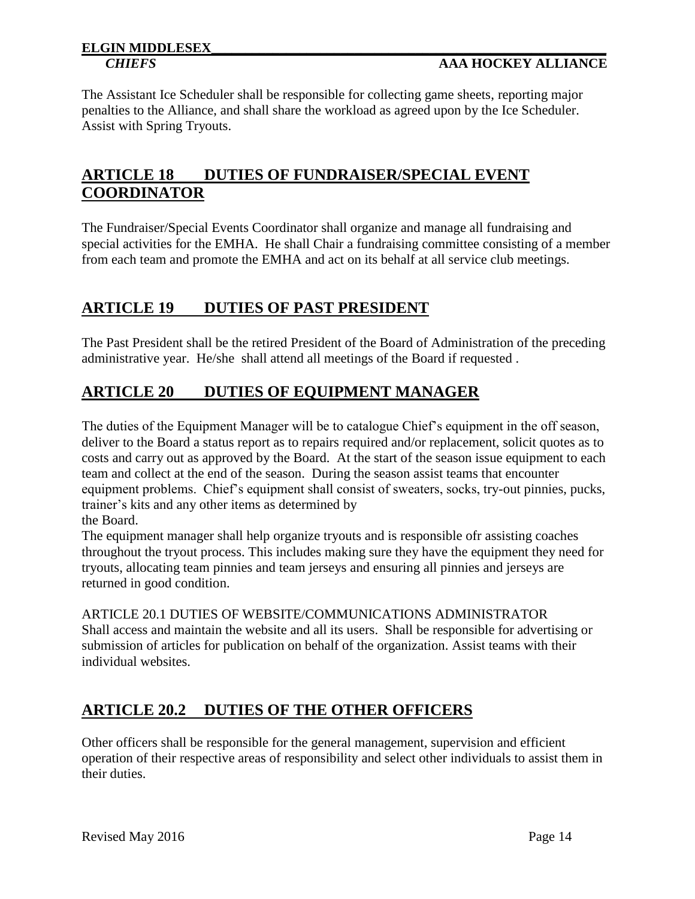The Assistant Ice Scheduler shall be responsible for collecting game sheets, reporting major penalties to the Alliance, and shall share the workload as agreed upon by the Ice Scheduler. Assist with Spring Tryouts.

## ARTICLE 18 DUTIES OF FUNDRAISER/SPECIAL EVENT COORDINATOR

The Fundraiser/Special Events Coordinator shall organize and manage all fundraising and special activities for the EMHA. He shall Chair a fundraising committee consisting of a member from each team and promote the EMHA and act on its behalf at all service club meetings.

## ARTICLE 19 DUTIES OF PAST PRESIDENT

The Past President shall be the retired President of the Board of Administration of the preceding administrative year. He/she shall attend all meetings of the Board if requested .

## ARTICLE 20 DUTIES OF EQUIPMENT MANAGER

The duties of the Equipment Manager will be to catalogue Chief's equipment in the off season, deliver to the Board a status report as to repairs required and/or replacement, solicit quotes as to costs and carry out as approved by the Board. At the start of the season issue equipment to each team and collect at the end of the season. During the season assist teams that encounter equipment problems. Chief's equipment shall consist of sweaters, socks, try-out pinnies, pucks, trainer's kits and any other items as determined by the Board.

The equipment manager shall help organize tryouts and is responsible ofr assisting coaches throughout the tryout process. This includes making sure they have the equipment they need for tryouts, allocating team pinnies and team jerseys and ensuring all pinnies and jerseys are returned in good condition.

ARTICLE 20.1 DUTIES OF WEBSITE/COMMUNICATIONS ADMINISTRATOR

Shall access and maintain the website and all its users. Shall be responsible for advertising or submission of articles for publication on behalf of the organization. Assist teams with their individual websites.

## ARTICLE 20.2 DUTIES OF THE OTHER OFFICERS

Other officers shall be responsible for the general management, supervision and efficient operation of their respective areas of responsibility and select other individuals to assist them in their duties.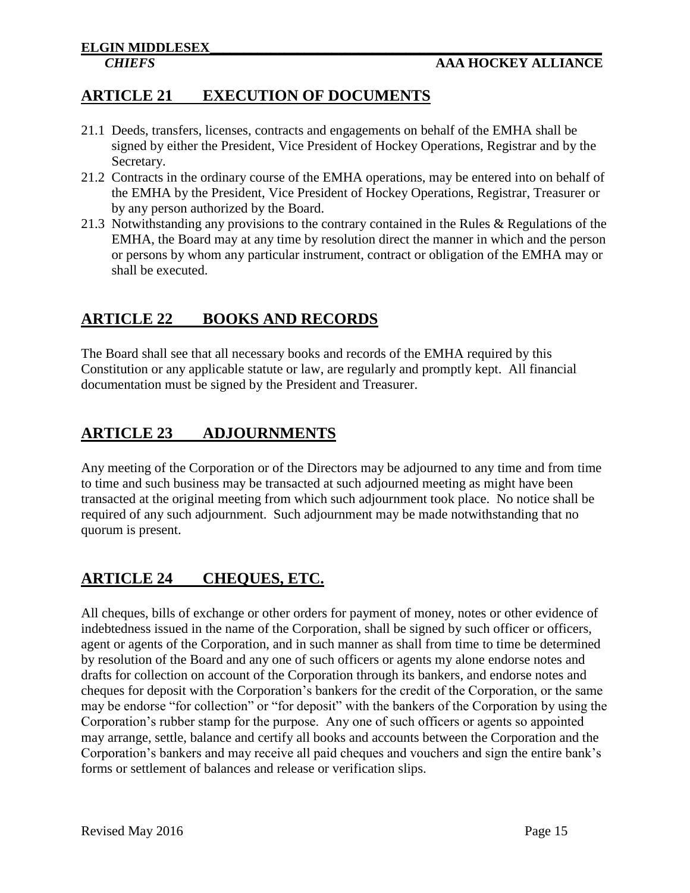## ARTICLE 21 EXECUTION OF DOCUMENTS

21.1 Deeds, transfers, licenses, contracts and engagements on behalf of the EMHA shall be signed by either the President, Vice President of Hockey Operations, Registrar and by the Secretary.

21.2 Contracts in the ordinary course of the EMHA operations, may be entered into on behalf of the EMHA by the President, Vice President of Hockey Operations, Registrar, Treasurer or by any person authorized by the Board.

21.3 Notwithstanding any provisions to the contrary contained in the Rules & Regulations of the EMHA, the Board may at any time by resolution direct the manner in which and the person or persons by whom any particular instrument, contract or obligation of the EMHA may or shall be executed.

## ARTICLE 22 BOOKS AND RECORDS

The Board shall see that all necessary books and records of the EMHA required by this Constitution or any applicable statute or law, are regularly and promptly kept. All financial documentation must be signed by the President and Treasurer.

## ARTICLE 23 ADJOURNMENTS

Any meeting of the Corporation or of the Directors may be adjourned to any time and from time to time and such business may be transacted at such adjourned meeting as might have been transacted at the original meeting from which such adjournment took place. No notice shall be required of any such adjournment. Such adjournment may be made notwithstanding that no quorum is present.

## ARTICLE 24 CHEQUES, ETC.

All cheques, bills of exchange or other orders for payment of money, notes or other evidence of indebtedness issued in the name of the Corporation, shall be signed by such officer or officers, agent or agents of the Corporation, and in such manner as shall from time to time be determined by resolution of the Board and any one of such officers or agents my alone endorse notes and drafts for collection on account of the Corporation through its bankers, and endorse notes and cheques for deposit with the Corporation's bankers for the credit of the Corporation, or the same may be endorse "for collection" or "for deposit" with the bankers of the Corporation by using the Corporation's rubber stamp for the purpose. Any one of such officers or agents so appointed may arrange, settle, balance and certify all books and accounts between the Corporation and the Corporation's bankers and may receive all paid cheques and vouchers and sign the entire bank's forms or settlement of balances and release or verification slips.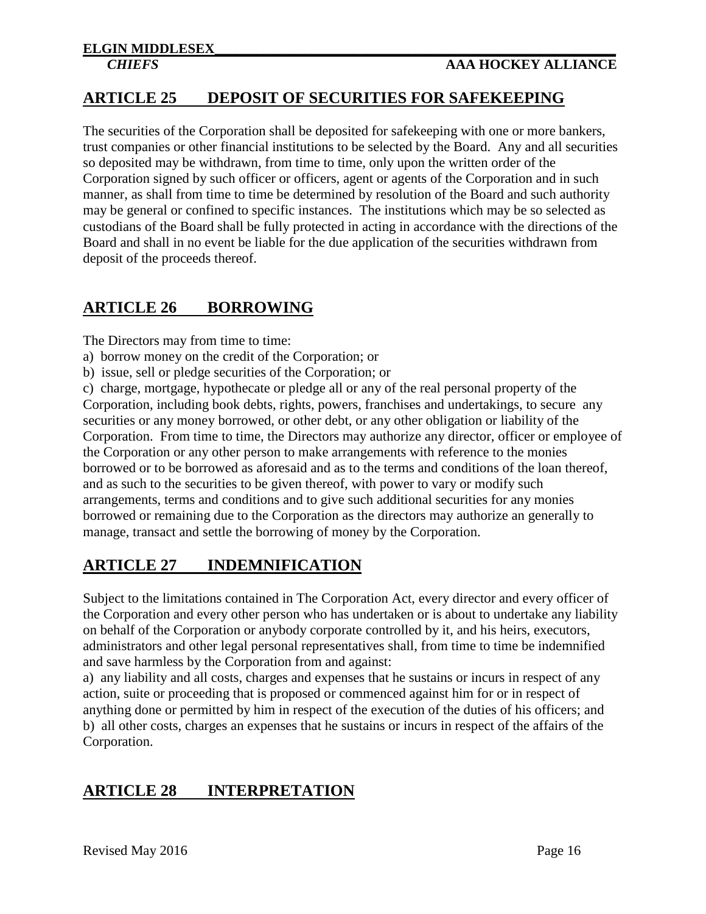## ARTICLE 25 DEPOSIT OF SECURITIES FOR SAFEKEEPING

The securities of the Corporation shall be deposited for safekeeping with one or more bankers, trust companies or other financial institutions to be selected by the Board. Any and all securities so deposited may be withdrawn, from time to time, only upon the written order of the Corporation signed by such officer or officers, agent or agents of the Corporation and in such manner, as shall from time to time be determined by resolution of the Board and such authority may be general or confined to specific instances. The institutions which may be so selected as custodians of the Board shall be fully protected in acting in accordance with the directions of the Board and shall in no event be liable for the due application of the securities withdrawn from deposit of the proceeds thereof.

## ARTICLE 26 BORROWING

The Directors may from time to time:

a) borrow money on the credit of the Corporation; or

b) issue, sell or pledge securities of the Corporation; or

c) charge, mortgage, hypothecate or pledge all or any of the real personal property of the Corporation, including book debts, rights, powers, franchises and undertakings, to secure any securities or any money borrowed, or other debt, or any other obligation or liability of the Corporation. From time to time, the Directors may authorize any director, officer or employee of the Corporation or any other person to make arrangements with reference to the monies borrowed or to be borrowed as aforesaid and as to the terms and conditions of the loan thereof, and as such to the securities to be given thereof, with power to vary or modify such arrangements, terms and conditions and to give such additional securities for any monies borrowed or remaining due to the Corporation as the directors may authorize an generally to manage, transact and settle the borrowing of money by the Corporation.

## ARTICLE 27 INDEMNIFICATION

Subject to the limitations contained in The Corporation Act, every director and every officer of the Corporation and every other person who has undertaken or is about to undertake any liability on behalf of the Corporation or anybody corporate controlled by it, and his heirs, executors, administrators and other legal personal representatives shall, from time to time be indemnified and save harmless by the Corporation from and against:

a) any liability and all costs, charges and expenses that he sustains or incurs in respect of any action, suite or proceeding that is proposed or commenced against him for or in respect of anything done or permitted by him in respect of the execution of the duties of his officers; and

b) all other costs, charges an expenses that he sustains or incurs in respect of the affairs of the Corporation.

## ARTICLE 28 INTERPRETATION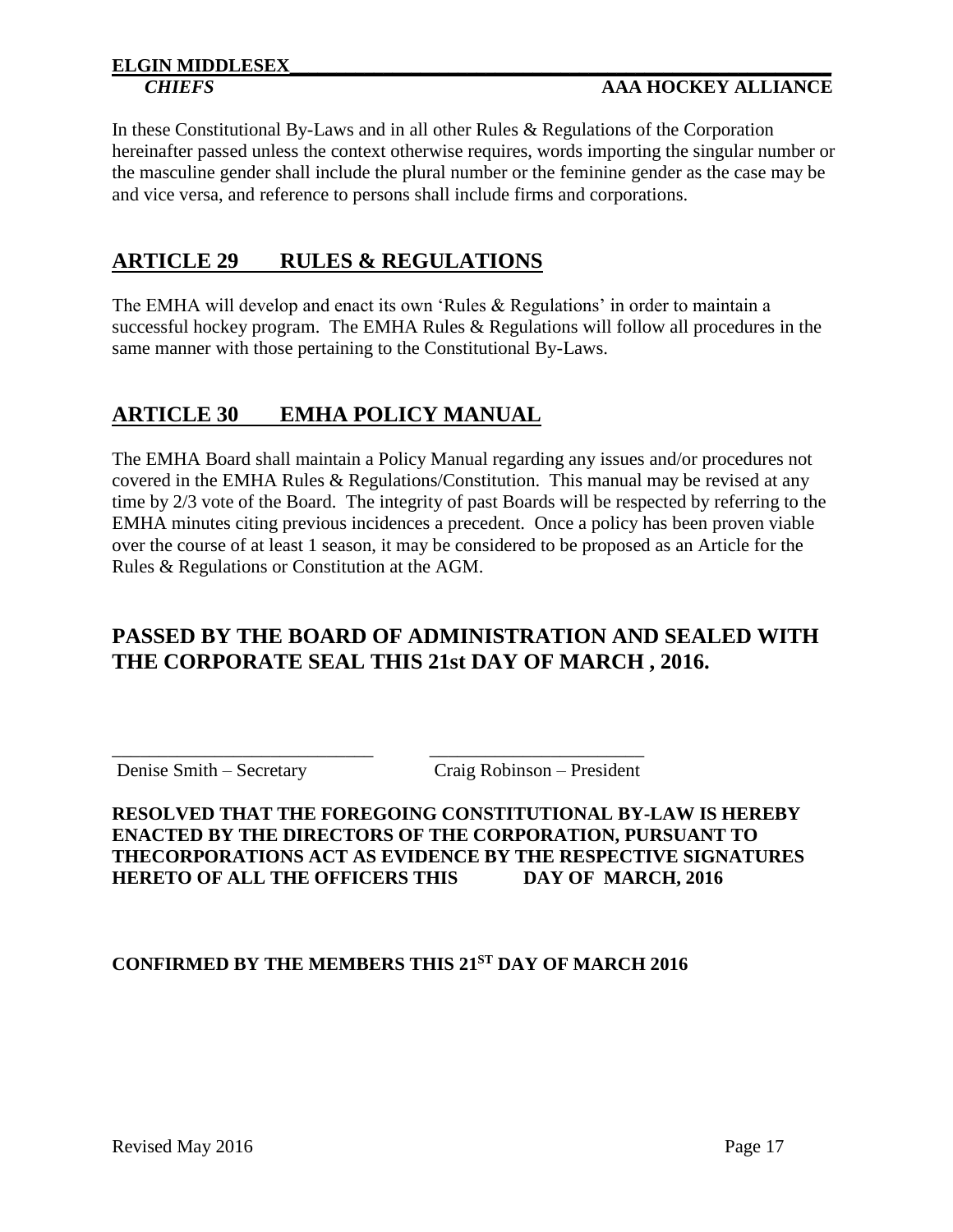In these Constitutional By-Laws and in all other Rules & Regulations of the Corporation hereinafter passed unless the context otherwise requires, words importing the singular number or the masculine gender shall include the plural number or the feminine gender as the case may be and vice versa, and reference to persons shall include firms and corporations.

## ARTICLE 29 RULES & REGULATIONS

The EMHA will develop and enact its own 'Rules & Regulations' in order to maintain a successful hockey program. The EMHA Rules & Regulations will follow all procedures in the same manner with those pertaining to the Constitutional By-Laws.

## ARTICLE 30 EMHA POLICY MANUAL

The EMHA Board shall maintain a Policy Manual regarding any issues and/or procedures not covered in the EMHA Rules & Regulations/Constitution. This manual may be revised at any time by 2/3 vote of the Board. The integrity of past Boards will be respected by referring to the EMHA minutes citing previous incidences a precedent. Once a policy has been proven viable over the course of at least 1 season, it may be considered to be proposed as an Article for the Rules & Regulations or Constitution at the AGM.

## PASSED BY THE BOARD OF ADMINISTRATION AND SEALED WITH THE CORPORATE SEAL THIS 21st DAY OF MARCH , 2016.

\_\_\_\_\_\_\_\_\_\_\_\_\_\_\_\_\_\_\_\_\_\_\_\_\_\_\_\_ \_\_\_\_\_\_\_\_\_\_\_\_\_\_\_\_\_\_\_\_\_\_\_

Denise Smith – Secretary Craig Robinson – President

**RESOLVED THAT THE FOREGOING CONSTITUTIONAL BY-LAW IS HEREBY ENACTED BY THE DIRECTORS OF THE CORPORATION, PURSUANT TO THECORPORATIONS ACT AS EVIDENCE BY THE RESPECTIVE SIGNATURES HERETO OF ALL THE OFFICERS THIS DAY OF MARCH, 2016**

**CONFIRMED BY THE MEMBERS THIS 21ST DAY OF MARCH 2016**